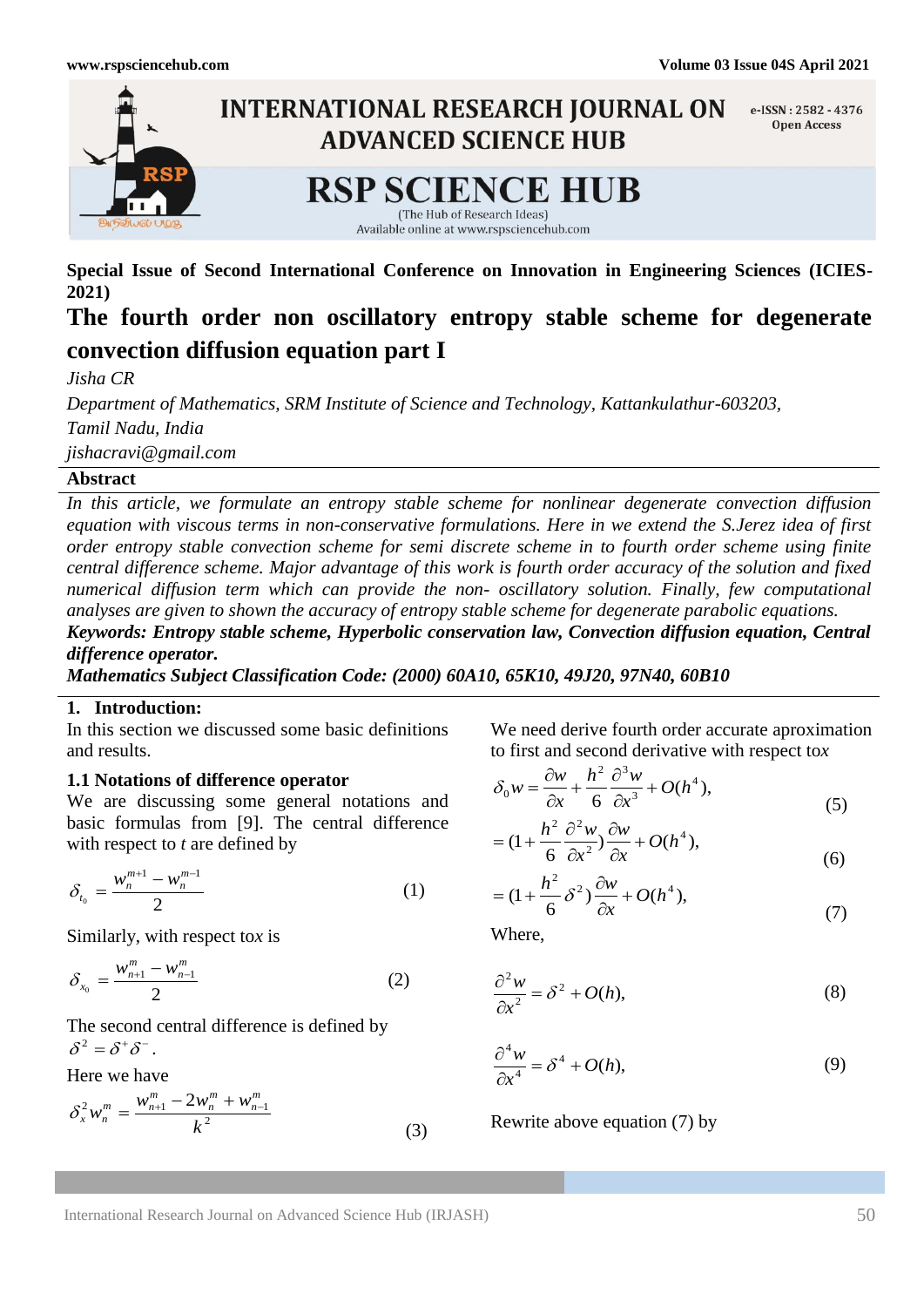**Special Issue of Second International Conference on Innovation in Engineering Sciences (ICIES-2021)**

# The fourth order non oscillatory entropy stable scheme for degenerate convection diffusion equation part I

*Jisha CR*

*Department of Mathematics, SRM Institute of Science and Technology, Kattankulathur-603203, Tamil Nadu, India*

*jishacravi@gmail.com*

## Abstract

*In this article, we formulate an entropy stable scheme for nonlinear degenerate convection diffusion equation with viscous terms in non-conservative formulations. Here in we extend the S.Jerez idea of first order entropy stable convection scheme for semi discrete scheme in to fourth order scheme using finite central difference scheme. Major advantage of this work is fourth order accuracy of the solution and fixed numerical diffusion term which can provide the non- oscillatory solution. Finally, few computational analyses are given to shown the accuracy of entropy stable scheme for degenerate parabolic equations.*

***Keywords: Entropy stable scheme, Hyperbolic conservation law, Convection diffusion equation, Central difference operator.***

***Mathematics Subject Classification Code: (2000) 60A10, 65K10, 49J20, 97N40, 60B10***

## 1. Introduction:

In this section we discussed some basic definitions and results.

### 1.1 Notations of difference operator

We are discussing some general notations and basic formulas from [9]. The central difference with respect to *t* are defined by

$$\delta_{t_0} = \frac{w_n^{m+1} - w_n^{m-1}}{2} \tag{1}$$

Similarly, with respect to *x* is

$$\delta_{x_0} = \frac{w_{n+1}^{m} - w_{n-1}^{m}}{2} \tag{2}$$

The second central difference is defined by $\delta^2 = \delta^+ \delta^-$.

Here we have

$$\delta_x^2 w_n^m = \frac{w_{n+1}^m - 2w_n^m + w_{n-1}^m}{k^2} \tag{3}$$

We need derive fourth order accurate aproximation to first and second derivative with respect to *x*

$$\delta_0 w = \frac{\partial w}{\partial x} + \frac{h^2}{6}\frac{\partial^3 w}{\partial x^3} + O(h^4), \tag{5}$$

$$= (1 + \frac{h^2}{6}\frac{\partial^2 w}{\partial x^2})\frac{\partial w}{\partial x} + O(h^4), \tag{6}$$

$$= (1 + \frac{h^2}{6}\delta^2)\frac{\partial w}{\partial x} + O(h^4), \tag{7}$$

Where,

$$\frac{\partial^2 w}{\partial x^2} = \delta^2 + O(h), \tag{8}$$

$$\frac{\partial^4 w}{\partial x^4} = \delta^4 + O(h), \tag{9}$$

Rewrite above equation (7) by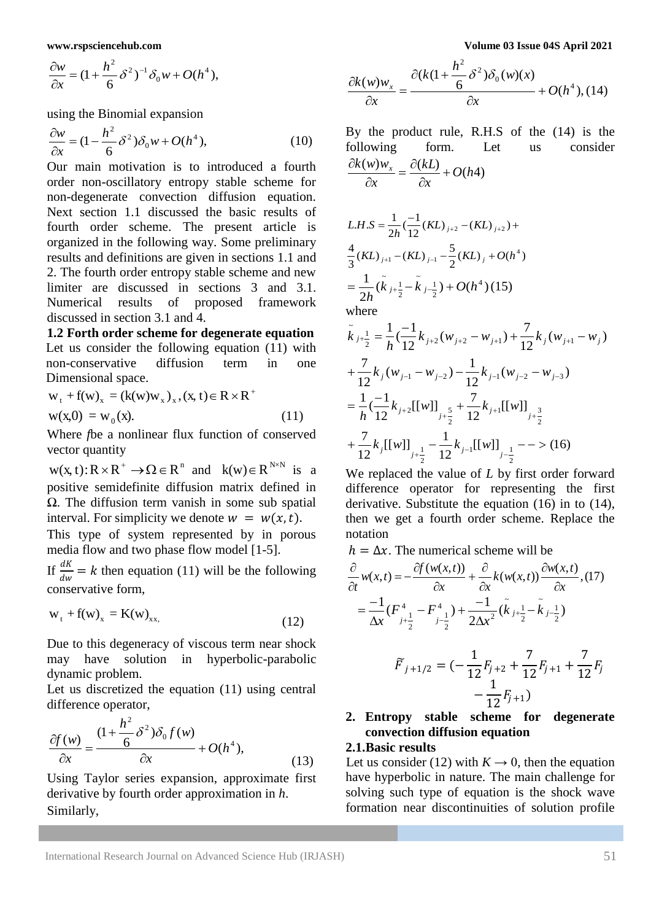$$\frac{\partial w}{\partial x} = (1+\frac{h^2}{6}\delta^2)^{-1}\delta_0 w + O(h^4),$$

using the Binomial expansion

$$\frac{\partial w}{\partial x} = (1-\frac{h^2}{6}\delta^2)\delta_0 w + O(h^4), \tag{10}$$

Our main motivation is to introduced a fourth order non-oscillatory entropy stable scheme for non-degenerate convection diffusion equation. Next section 1.1 discussed the basic results of fourth order scheme. The present article is organized in the following way. Some preliminary results and definitions are given in sections 1.1 and 2. The fourth order entropy stable scheme and new limiter are discussed in sections 3 and 3.1. Numerical results of proposed framework discussed in section 3.1 and 4.

**1.2 Forth order scheme for degenerate equation**

Let us consider the following equation (11) with non-conservative diffusion term in one Dimensional space.

$$w_t + f(w)_x = (k(w)w_x)_x, (x,t) \in R \times R^+$$

$$w(x,0) = w_0(x). \tag{11}$$

Where $f$be a nonlinear flux function of conserved vector quantity

$w(x,t): R \times R^+ \to \Omega \in R^n$ and $k(w) \in R^{N\times N}$ is a positive semidefinite diffusion matrix defined in $\Omega$. The diffusion term vanish in some sub spatial interval. For simplicity we denote $w = w(x,t)$.

This type of system represented by in porous media flow and two phase flow model [1-5].

If $\frac{dK}{dw} = k$ then equation (11) will be the following conservative form,

$$w_t + f(w)_x = K(w)_{xx,} \tag{12}$$

Due to this degeneracy of viscous term near shock may have solution in hyperbolic-parabolic dynamic problem.

Let us discretized the equation (11) using central difference operator,

$$\frac{\partial f(w)}{\partial x} = \frac{(1+\frac{h^2}{6}\delta^2)\delta_0 f(w)}{\partial x} + O(h^4), \tag{13}$$

Using Taylor series expansion, approximate first derivative by fourth order approximation in $h$.

Similarly,

$$\frac{\partial k(w)w_x}{\partial x} = \frac{\partial(k(1+\frac{h^2}{6}\delta^2)\delta_0(w)(x)}{\partial x} + O(h^4), (14)$$

By the product rule, R.H.S of the (14) is the following form. Let us consider $\frac{\partial k(w)w_x}{\partial x} = \frac{\partial(kL)}{\partial x} + O(h4)$

$$L.H.S = \frac{1}{2h}(\frac{-1}{12}(KL)_{j+2} - (KL)_{j+2}) +$$

$$\frac{4}{3}(KL)_{j+1} - (KL)_{j-1} - \frac{5}{2}(KL)_j + O(h^4)$$

$$= \frac{1}{2h}(\tilde{k}_{j+\frac{1}{2}} - \tilde{k}_{j-\frac{1}{2}}) + O(h^4) (15)$$

where

$$\tilde{k}_{j+\frac{1}{2}} = \frac{1}{h}(\frac{-1}{12}k_{j+2}(w_{j+2} - w_{j+1}) + \frac{7}{12}k_j(w_{j+1} - w_j)$$

$$+ \frac{7}{12}k_j(w_{j-1} - w_{j-2}) - \frac{1}{12}k_{j-1}(w_{j-2} - w_{j-3})$$

$$= \frac{1}{h}(\frac{-1}{12}k_{j+2}[[w]]_{j+\frac{5}{2}} + \frac{7}{12}k_{j+1}[[w]]_{j+\frac{3}{2}}$$

$$+ \frac{7}{12}k_j[[w]]_{j+\frac{1}{2}} - \frac{1}{12}k_{j-1}[[w]]_{j-\frac{1}{2}} \text{ --> } (16)$$

We replaced the value of $L$ by first order forward difference operator for representing the first derivative. Substitute the equation (16) in to (14), then we get a fourth order scheme. Replace the notation

$h = \Delta x$. The numerical scheme will be

$$\frac{\partial}{\partial t}w(x,t) = -\frac{\partial f(w(x,t))}{\partial x} + \frac{\partial}{\partial x}k(w(x,t))\frac{\partial w(x,t)}{\partial x}, (17)$$

$$= \frac{-1}{\Delta x}(F^4_{j+\frac{1}{2}} - F^4_{j-\frac{1}{2}}) + \frac{-1}{2\Delta x^2}(\tilde{k}_{j+\frac{1}{2}} - \tilde{k}_{j-\frac{1}{2}})$$

$$\widetilde{F}_{j+1/2} = (-\frac{1}{12}F_{j+2} + \frac{7}{12}F_{j+1} + \frac{7}{12}F_j - \frac{1}{12}F_{j+1})$$

## 2. Entropy stable scheme for degenerate convection diffusion equation

### 2.1.Basic results

Let us consider (12) with $K \to 0$, then the equation have hyperbolic in nature. The main challenge for solving such type of equation is the shock wave formation near discontinuities of solution profile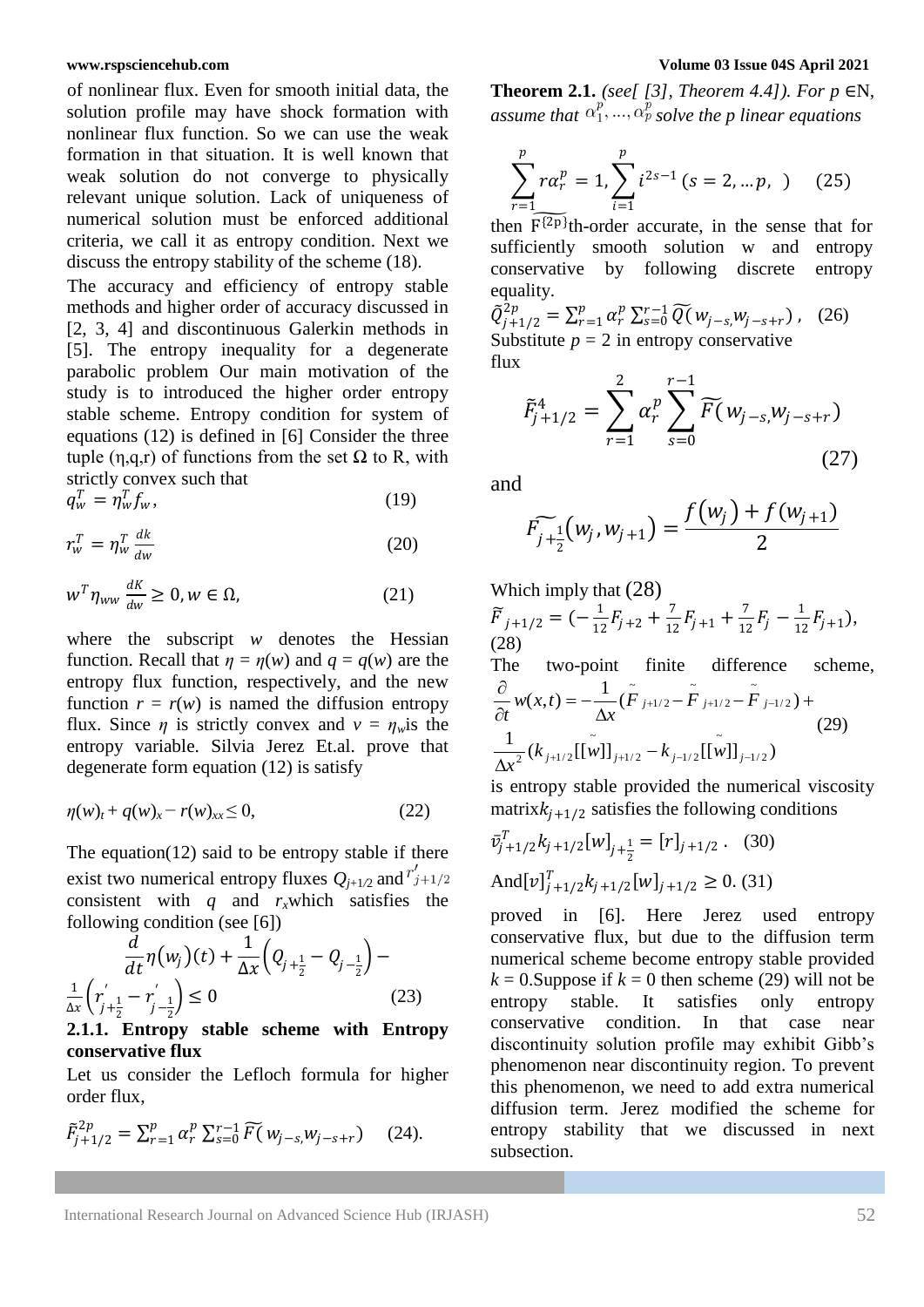of nonlinear flux. Even for smooth initial data, the solution profile may have shock formation with nonlinear flux function. So we can use the weak formation in that situation. It is well known that weak solution do not converge to physically relevant unique solution. Lack of uniqueness of numerical solution must be enforced additional criteria, we call it as entropy condition. Next we discuss the entropy stability of the scheme (18).

The accuracy and efficiency of entropy stable methods and higher order of accuracy discussed in [2, 3, 4] and discontinuous Galerkin methods in [5]. The entropy inequality for a degenerate parabolic problem Our main motivation of the study is to introduced the higher order entropy stable scheme. Entropy condition for system of equations (12) is defined in [6] Consider the three tuple (η,q,r) of functions from the set Ω to R, with strictly convex such that

$$q_w^T = \eta_w^T f_w, \tag{19}$$

$$r_w^T = \eta_w^T \frac{dk}{dw} \tag{20}$$

$$w^T \eta_{ww} \frac{dK}{dw} \geq 0, w \in \Omega, \tag{21}$$

where the subscript $w$ denotes the Hessian function. Recall that $\eta = \eta(w)$ and $q = q(w)$ are the entropy flux function, respectively, and the new function $r = r(w)$ is named the diffusion entropy flux. Since $\eta$ is strictly convex and $v = \eta_w$is the entropy variable. Silvia Jerez Et.al. prove that degenerate form equation (12) is satisfy

$$\eta(w)_t + q(w)_x - r(w)_{xx} \leq 0, \tag{22}$$

The equation(12) said to be entropy stable if there exist two numerical entropy fluxes $Q_{j+1/2}$ and $r'_{j+1/2}$ consistent with $q$ and $r_x$which satisfies the following condition (see [6])

$$\frac{d}{dt}\eta(w_j)(t) + \frac{1}{\Delta x}\left(Q_{j+\frac{1}{2}} - Q_{j-\frac{1}{2}}\right) - \frac{1}{\Delta x}\left(r'_{j+\frac{1}{2}} - r'_{j-\frac{1}{2}}\right) \leq 0 \tag{23}$$

### 2.1.1. Entropy stable scheme with Entropy conservative flux

Let us consider the Lefloch formula for higher order flux,

$$\tilde{F}_{j+1/2}^{2p} = \sum_{r=1}^{p} \alpha_r^p \sum_{s=0}^{r-1} \widetilde{F}(w_{j-s}, w_{j-s+r}) \tag{24}$$

**Theorem 2.1.** *(see[ [3], Theorem 4.4]). For p ∈N, assume that $\alpha_1^p, ..., \alpha_p^p$ solve the p linear equations*

$$\sum_{r=1}^{p} r\alpha_r^p = 1, \sum_{i=1}^{p} i^{2s-1} \; (s = 2, ... p, \;) \tag{25}$$

then $\widetilde{F^{(2p)}}$th-order accurate, in the sense that for sufficiently smooth solution w and entropy conservative by following discrete entropy equality.

$$\tilde{Q}_{j+1/2}^{2p} = \sum_{r=1}^{p} \alpha_r^p \sum_{s=0}^{r-1} \widetilde{Q}(w_{j-s}, w_{j-s+r}), \tag{26}$$

Substitute $p = 2$ in entropy conservative flux

$$\tilde{F}_{j+1/2}^{4} = \sum_{r=1}^{2} \alpha_r^p \sum_{s=0}^{r-1} \widetilde{F}(w_{j-s}, w_{j-s+r}) \tag{27}$$

and

$$\widetilde{F_{j+\frac{1}{2}}}(w_j, w_{j+1}) = \frac{f(w_j) + f(w_{j+1})}{2}$$

Which imply that (28)

$$\widetilde{F}_{j+1/2} = \left(-\frac{1}{12}F_{j+2} + \frac{7}{12}F_{j+1} + \frac{7}{12}F_j - \frac{1}{12}F_{j+1}\right), \tag{28}$$

The two-point finite difference scheme,

$$\frac{\partial}{\partial t}w(x,t) = -\frac{1}{\Delta x}(\tilde{F}_{j+1/2} - \tilde{F}_{j+1/2} - \tilde{F}_{j-1/2}) + \frac{1}{\Delta x^2}(k_{j+1/2}[[\tilde{w}]]_{j+1/2} - k_{j-1/2}[[\tilde{w}]]_{j-1/2}) \tag{29}$$

is entropy stable provided the numerical viscosity matrix$k_{j+1/2}$ satisfies the following conditions

$$\bar{v}_{j+1/2}^T k_{j+1/2}[w]_{j+\frac{1}{2}} = [r]_{j+1/2}. \tag{30}$$

$$\text{And}[v]_{j+1/2}^T k_{j+1/2}[w]_{j+1/2} \geq 0. \tag{31}$$

proved in [6]. Here Jerez used entropy conservative flux, but due to the diffusion term numerical scheme become entropy stable provided $k = 0$.Suppose if $k = 0$ then scheme (29) will not be entropy stable. It satisfies only entropy conservative condition. In that case near discontinuity solution profile may exhibit Gibb's phenomenon near discontinuity region. To prevent this phenomenon, we need to add extra numerical diffusion term. Jerez modified the scheme for entropy stability that we discussed in next subsection.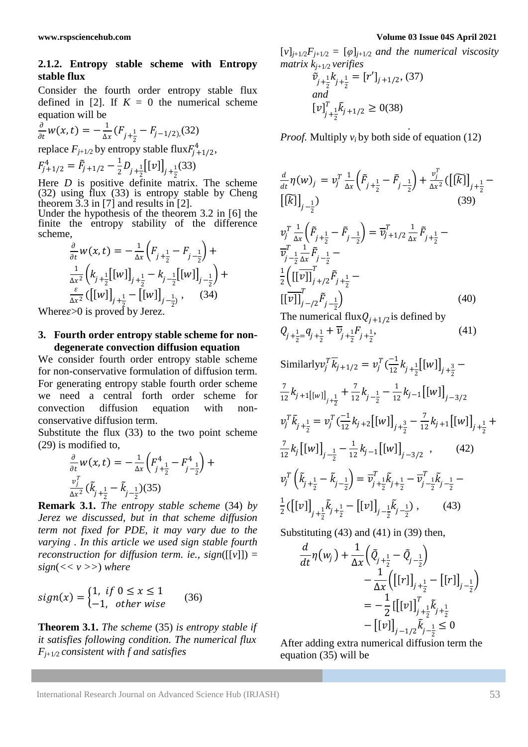#### 2.1.2. Entropy stable scheme with Entropy stable flux

Consider the fourth order entropy stable flux defined in [2]. If $K = 0$ the numerical scheme equation will be

$$\frac{\partial}{\partial t}w(x,t) = -\frac{1}{\Delta x}\left(F_{j+\frac{1}{2}} - F_{j-1/2}\right) \quad (32)$$

replace $F_{j+1/2}$ by entropy stable flux $F^4_{j+1/2}$,

$$F^4_{j+1/2} = \tilde{F}_{j+1/2} - \frac{1}{2}D_{j+\frac{1}{2}}[[v]]_{j+\frac{1}{2}} \quad (33)$$

Here $D$ is positive definite matrix. The scheme (32) using flux (33) is entropy stable by Cheng theorem 3.3 in [7] and results in [2].

Under the hypothesis of the theorem 3.2 in [6] the finite the entropy stability of the difference scheme,

$$\frac{\partial}{\partial t}w(x,t) = -\frac{1}{\Delta x}\left(F_{j+\frac{1}{2}} - F_{j-\frac{1}{2}}\right) + \frac{1}{\Delta x^2}\left(k_{j+\frac{1}{2}}[[w]]_{j+\frac{1}{2}} - k_{j-\frac{1}{2}}[[w]]_{j-\frac{1}{2}}\right) + \frac{\varepsilon}{\Delta x^2}\left([[w]]_{j+\frac{1}{2}} - [[w]]_{j-\frac{1}{2}}\right), \quad (34)$$

Where $\varepsilon > 0$ is proved by Jerez.

## 3. Fourth order entropy stable scheme for non-degenerate convection diffusion equation

We consider fourth order entropy stable scheme for non-conservative formulation of diffusion term. For generating entropy stable fourth order scheme we need a central forth order scheme for convection diffusion equation with non-conservative diffusion term.

Substitute the flux (33) to the two point scheme (29) is modified to,

$$\frac{\partial}{\partial t}w(x,t) = -\frac{1}{\Delta x}\left(F^4_{j+\frac{1}{2}} - F^4_{j-\frac{1}{2}}\right) + \frac{v_j^T}{\Delta x^2}\left(\tilde{k}_{j+\frac{1}{2}} - \tilde{k}_{j-\frac{1}{2}}\right) \quad (35)$$

**Remark 3.1.** *The entropy stable scheme* (34) *by Jerez we discussed, but in that scheme diffusion term not fixed for PDE, it may vary due to the varying . In this article we used sign stable fourth reconstruction for diffusion term. ie.,* $sign([[v]]) = sign(<< v >>)$ *where*

$$sign(x) = \begin{cases} 1, & if\ 0 \le x \le 1 \\ -1, & other\ wise \end{cases} \quad (36)$$

**Theorem 3.1.** *The scheme* (35) *is entropy stable if it satisfies following condition. The numerical flux* $F_{j+1/2}$ *consistent with f and satisfies* $[v]_{j+1/2}F_{j+1/2} = [\varphi]_{j+1/2}$ *and the numerical viscosity matrix* $k_{j+1/2}$ *verifies*

$$\tilde{v}_{j+\frac{1}{2}}k_{j+\frac{1}{2}} = [r']_{j+1/2}, \quad (37)$$

*and*

$$[v]^T_{j+\frac{1}{2}}\tilde{k}_{j+1/2} \ge 0 \quad (38)$$

*Proof.* Multiply $v_i$ by both side of equation (12)

$$\frac{d}{dt}\eta(w)_j = v_j^T\frac{1}{\Delta x}\left(\tilde{F}_{j+\frac{1}{2}} - \tilde{F}_{j-\frac{1}{2}}\right) + \frac{v_j^T}{\Delta x^2}\left([[\tilde{k}]]_{j+\frac{1}{2}} - [[\tilde{k}]]_{j-\frac{1}{2}}\right) \quad (39)$$

$$v_j^T\frac{1}{\Delta x}\left(\tilde{F}_{j+\frac{1}{2}} - \tilde{F}_{j-\frac{1}{2}}\right) = \overline{v}^T_{j+1/2}\frac{1}{\Delta x}\tilde{F}_{j+\frac{1}{2}} - \overline{v}^T_{j-\frac{1}{2}}\frac{1}{\Delta x}\tilde{F}_{j-\frac{1}{2}} - \frac{1}{2}\left(\overline{[[v]]}^T_{j+/2}\tilde{F}_{j+\frac{1}{2}} - \overline{[[v]]}^T_{j-/2}\tilde{F}_{j-\frac{1}{2}}\right) \quad (40)$$

The numerical flux $Q_{j+1/2}$ is defined by

$$Q_{j+\frac{1}{2}} = q_{j+\frac{1}{2}} + \overline{v}_{j+\frac{1}{2}}F_{j+\frac{1}{2}}, \quad (41)$$

Similarly $v_j^T\overline{k}_{j+1/2} = v_j^T\left(\frac{-1}{12}k_{j+\frac{1}{2}}[[w]]_{j+\frac{3}{2}} - \frac{7}{12}k_{j+1[[w]]}_{j+\frac{1}{2}} + \frac{7}{12}k_{j-\frac{1}{2}} - \frac{1}{12}k_{j-1}[[w]]_{j-3/2}\right.$

$$v_j^T\tilde{k}_{j+\frac{1}{2}} = v_j^T\left(\frac{-1}{12}k_{j+2}[[w]]_{j+\frac{3}{2}} - \frac{7}{12}k_{j+1}[[w]]_{j+\frac{1}{2}} + \frac{7}{12}k_j[[w]]_{j-\frac{1}{2}} - \frac{1}{12}k_{j-1}[[w]]_{j-3/2}\right., \quad (42)$$

$$v_j^T\left(\tilde{k}_{j+\frac{1}{2}} - \tilde{k}_{j-\frac{1}{2}}\right) = \overline{v}^T_{j+\frac{1}{2}}\tilde{k}_{j+\frac{1}{2}} - \overline{v}^T_{j-\frac{1}{2}}\tilde{k}_{j-\frac{1}{2}} - \frac{1}{2}\left([[v]]_{j+\frac{1}{2}}\tilde{k}_{j+\frac{1}{2}} - [[v]]_{j-\frac{1}{2}}\tilde{k}_{j-\frac{1}{2}}\right), \quad (43)$$

Substituting (43) and (41) in (39) then,

$$\frac{d}{dt}\eta(w_j) + \frac{1}{\Delta x}\left(\tilde{Q}_{j+\frac{1}{2}} - \tilde{Q}_{j-\frac{1}{2}}\right) - \frac{1}{\Delta x}\left([[r]]_{j+\frac{1}{2}} - [[r]]_{j-\frac{1}{2}}\right) = -\frac{1}{2}[[[v]]^T_{j+\frac{1}{2}}\tilde{k}_{j+\frac{1}{2}} - [[v]]_{j-1/2}\tilde{k}_{j-\frac{1}{2}} \le 0$$

After adding extra numerical diffusion term the equation (35) will be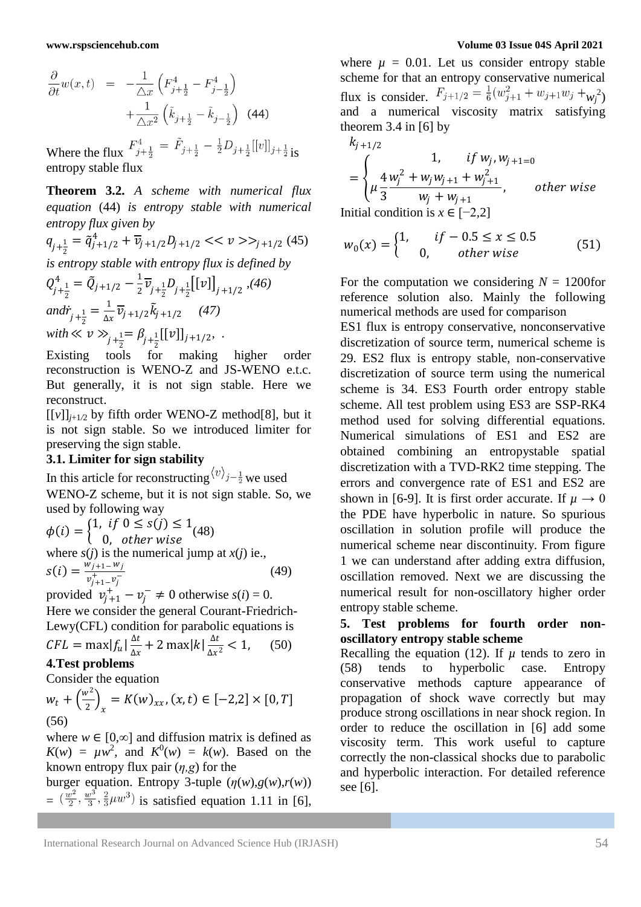$$\frac{\partial}{\partial t}w(x,t) = -\frac{1}{\triangle x}\left(F^4_{j+\frac{1}{2}} - F^4_{j-\frac{1}{2}}\right) + \frac{1}{\triangle x^2}\left(\tilde{k}_{j+\frac{1}{2}} - \tilde{k}_{j-\frac{1}{2}}\right) \quad (44)$$

Where the flux $F^4_{j+\frac{1}{2}} = \tilde{F}_{j+\frac{1}{2}} - \frac{1}{2}D_{j+\frac{1}{2}}[[v]]_{j+\frac{1}{2}}$ is entropy stable flux

**Theorem 3.2.** *A scheme with numerical flux equation* (44) *is entropy stable with numerical entropy flux given by*

$q_{j+\frac{1}{2}} = \tilde{q}^4_{j+1/2} + \overline{v}_{j+1/2}D_{j+1/2} << v >>_{j+1/2}$ (45)

*is entropy stable with entropy flux is defined by*

$Q^4_{j+\frac{1}{2}} = \tilde{Q}_{j+1/2} - \frac{1}{2}\overline{v}_{j+\frac{1}{2}}D_{j+\frac{1}{2}}[[v]]_{j+1/2}$ ,*(46)*

*and* $\dot{r}_{j+\frac{1}{2}} = \frac{1}{\Delta x}\overline{v}_{j+1/2}\tilde{k}_{j+1/2}$ *(47)*

*with* $\ll v \gg_{j+\frac{1}{2}} = \beta_{j+\frac{1}{2}}[[v]]_{j+1/2}$, .

Existing tools for making higher order reconstruction is WENO-Z and JS-WENO e.t.c. But generally, it is not sign stable. Here we reconstruct.

$[[v]]_{j+1/2}$ by fifth order WENO-Z method[8], but it is not sign stable. So we introduced limiter for preserving the sign stable.

### 3.1. Limiter for sign stability

In this article for reconstructing $\langle v\rangle_{j-\frac{1}{2}}$ we used WENO-Z scheme, but it is not sign stable. So, we used by following way

$$\phi(i) = \begin{cases} 1, & if\ 0 \le s(j) \le 1 \\ 0, & other\ wise \end{cases} \quad (48)$$

where $s(j)$ is the numerical jump at $x(j)$ ie.,

$$s(i) = \frac{w_{j+1} - w_j}{v^+_{j+1} - v^-_j} \quad (49)$$

provided $v^+_{j+1} - v^-_j \neq 0$ otherwise $s(i) = 0$.

Here we consider the general Courant-Friedrich-Lewy(CFL) condition for parabolic equations is

$$CFL = \max|f_u|\frac{\Delta t}{\Delta x} + 2\max|k|\frac{\Delta t}{\Delta x^2} < 1, \quad (50)$$

## 4. Test problems

Consider the equation

$$w_t + \left(\frac{w^2}{2}\right)_x = K(w)_{xx}, (x,t) \in [-2,2] \times [0,T]$$

(56)

where $w \in [0,\infty]$ and diffusion matrix is defined as $K(w) = \mu w^2$, and $K^0(w) = k(w)$. Based on the known entropy flux pair $(\eta,g)$ for the burger equation. Entropy 3-tuple $(\eta(w),g(w),r(w))$ $= (\frac{w^2}{2}, \frac{w^3}{3}, \frac{2}{3}\mu w^3)$ is satisfied equation 1.11 in [6], where $\mu = 0.01$. Let us consider entropy stable scheme for that an entropy conservative numerical flux is consider. $F_{j+1/2} = \frac{1}{6}(w^2_{j+1} + w_{j+1}w_j + w_j^2)$ and a numerical viscosity matrix satisfying theorem 3.4 in [6] by

$$k_{j+1/2} = \begin{cases} 1, & if\ w_j, w_{j+1=0} \\ \mu\frac{4}{3}\frac{w_j^2 + w_j w_{j+1} + w^2_{j+1}}{w_j + w_{j+1}}, & other\ wise \end{cases}$$

Initial condition is $x \in [-2,2]$

$$w_0(x) = \begin{cases} 1, & if -0.5 \le x \le 0.5 \\ 0, & other\ wise \end{cases} \quad (51)$$

For the computation we considering $N = 1200$for reference solution also. Mainly the following numerical methods are used for comparison

ES1 flux is entropy conservative, nonconservative discretization of source term, numerical scheme is 29. ES2 flux is entropy stable, non-conservative discretization of source term using the numerical scheme is 34. ES3 Fourth order entropy stable scheme. All test problem using ES3 are SSP-RK4 method used for solving differential equations. Numerical simulations of ES1 and ES2 are obtained combining an entropystable spatial discretization with a TVD-RK2 time stepping. The errors and convergence rate of ES1 and ES2 are shown in [6-9]. It is first order accurate. If $\mu \to 0$ the PDE have hyperbolic in nature. So spurious oscillation in solution profile will produce the numerical scheme near discontinuity. From figure 1 we can understand after adding extra diffusion, oscillation removed. Next we are discussing the numerical result for non-oscillatory higher order entropy stable scheme.

### 5. Test problems for fourth order non-oscillatory entropy stable scheme

Recalling the equation (12). If $\mu$ tends to zero in (58) tends to hyperbolic case. Entropy conservative methods capture appearance of propagation of shock wave correctly but may produce strong oscillations in near shock region. In order to reduce the oscillation in [6] add some viscosity term. This work useful to capture correctly the non-classical shocks due to parabolic and hyperbolic interaction. For detailed reference see [6].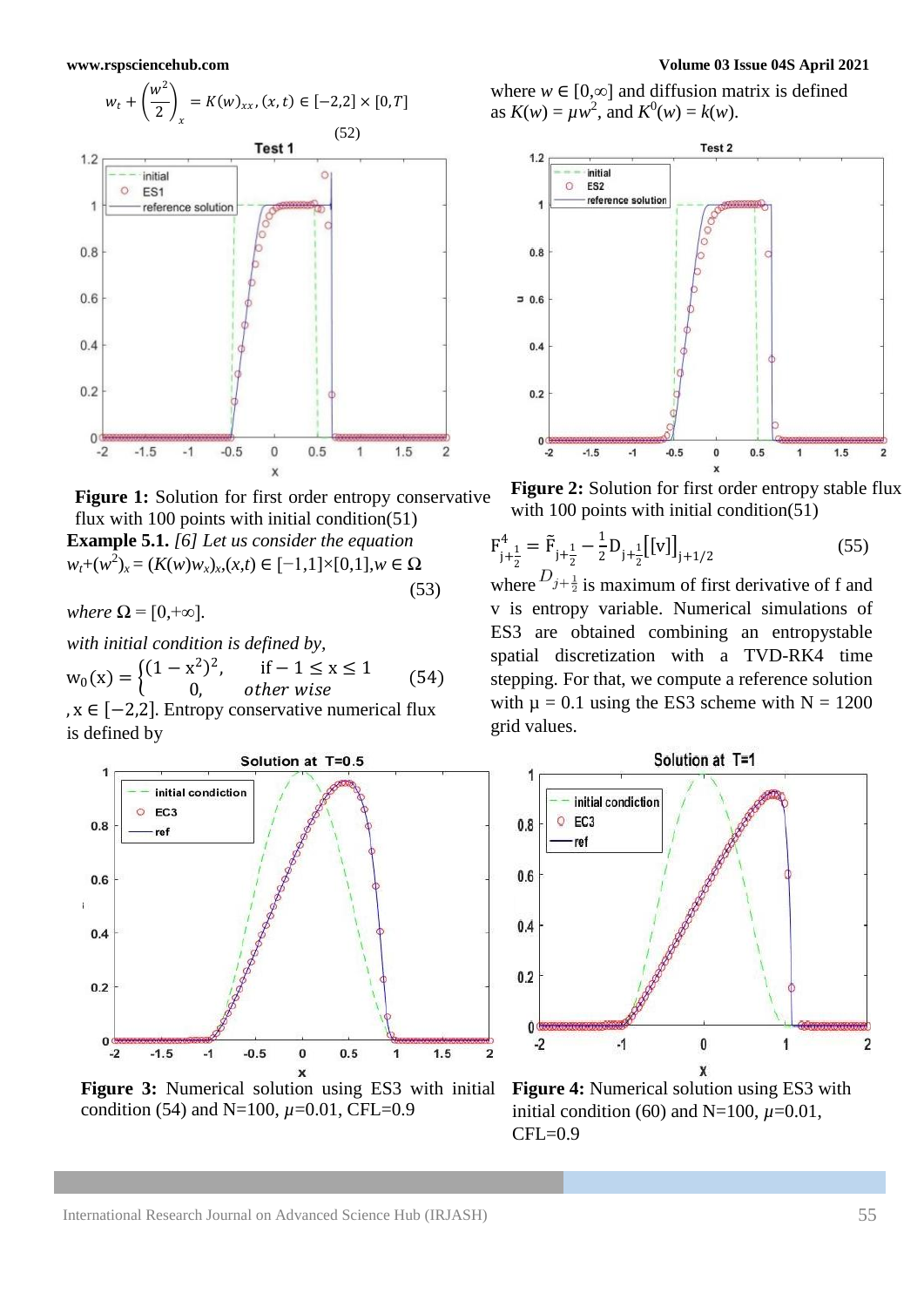$$w_t + \left(\frac{w^2}{2}\right)_x = K(w)_{xx}, (x,t) \in [-2,2] \times [0,T] \quad (52)$$

**Figure 1:** Solution for first order entropy conservative flux with 100 points with initial condition(51)

**Example 5.1.** *[6] Let us consider the equation*

$$w_t+(w^2)_x = (K(w)w_x)_x, (x,t) \in [-1,1]\times[0,1], w \in \Omega \quad (53)$$

*where* $\Omega = [0,+\infty]$.

*with initial condition is defined by,*

$$w_0(x) = \begin{cases} (1-x^2)^2, & \text{if } -1 \le x \le 1 \\ 0, & \text{other wise} \end{cases} \quad (54)$$

, $x \in [-2,2]$. Entropy conservative numerical flux is defined by

where $w \in [0,\infty]$ and diffusion matrix is defined as $K(w) = \mu w^2$, and $K^0(w) = k(w)$.

**Figure 2:** Solution for first order entropy stable flux with 100 points with initial condition(51)

$$F^4_{j+\frac{1}{2}} = \tilde{F}_{j+\frac{1}{2}} - \frac{1}{2} D_{j+\frac{1}{2}}[[v]]_{j+1/2} \quad (55)$$

where $D_{j+\frac{1}{2}}$ is maximum of first derivative of f and v is entropy variable. Numerical simulations of ES3 are obtained combining an entropystable spatial discretization with a TVD-RK4 time stepping. For that, we compute a reference solution with $\mu = 0.1$ using the ES3 scheme with N = 1200 grid values.

**Figure 3:** Numerical solution using ES3 with initial condition (54) and N=100, $\mu$=0.01, CFL=0.9

**Figure 4:** Numerical solution using ES3 with initial condition (60) and N=100, $\mu$=0.01, CFL=0.9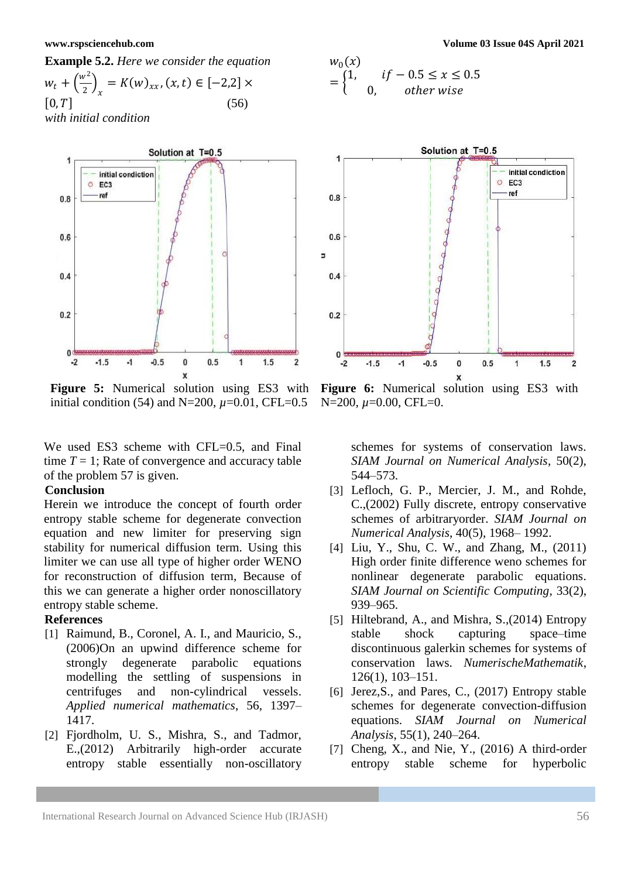**Example 5.2.** *Here we consider the equation*

$$w_t + \left(\frac{w^2}{2}\right)_x = K(w)_{xx}, (x,t) \in [-2,2] \times [0,T] \quad (56)$$

*with initial condition*

$$w_0(x) = \begin{cases} 1, & if -0.5 \le x \le 0.5 \\ 0, & other\ wise \end{cases}$$

**Figure 5:** Numerical solution using ES3 with initial condition (54) and N=200, $\mu$=0.01, CFL=0.5

**Figure 6:** Numerical solution using ES3 with N=200, $\mu$=0.00, CFL=0.

We used ES3 scheme with CFL=0.5, and Final time $T = 1$; Rate of convergence and accuracy table of the problem 57 is given.

## Conclusion

Herein we introduce the concept of fourth order entropy stable scheme for degenerate convection equation and new limiter for preserving sign stability for numerical diffusion term. Using this limiter we can use all type of higher order WENO for reconstruction of diffusion term, Because of this we can generate a higher order nonoscillatory entropy stable scheme.

## References

[1] Raimund, B., Coronel, A. I., and Mauricio, S., (2006)On an upwind difference scheme for strongly degenerate parabolic equations modelling the settling of suspensions in centrifuges and non-cylindrical vessels. *Applied numerical mathematics*, 56, 1397–1417.

[2] Fjordholm, U. S., Mishra, S., and Tadmor, E.,(2012) Arbitrarily high-order accurate entropy stable essentially non-oscillatory schemes for systems of conservation laws. *SIAM Journal on Numerical Analysis*, 50(2), 544–573.

[3] Lefloch, G. P., Mercier, J. M., and Rohde, C.,(2002) Fully discrete, entropy conservative schemes of arbitraryorder. *SIAM Journal on Numerical Analysis*, 40(5), 1968– 1992.

[4] Liu, Y., Shu, C. W., and Zhang, M., (2011) High order finite difference weno schemes for nonlinear degenerate parabolic equations. *SIAM Journal on Scientific Computing*, 33(2), 939–965.

[5] Hiltebrand, A., and Mishra, S.,(2014) Entropy stable shock capturing space–time discontinuous galerkin schemes for systems of conservation laws. *NumerischeMathematik*, 126(1), 103–151.

[6] Jerez,S., and Pares, C., (2017) Entropy stable schemes for degenerate convection-diffusion equations. *SIAM Journal on Numerical Analysis*, 55(1), 240–264.

[7] Cheng, X., and Nie, Y., (2016) A third-order entropy stable scheme for hyperbolic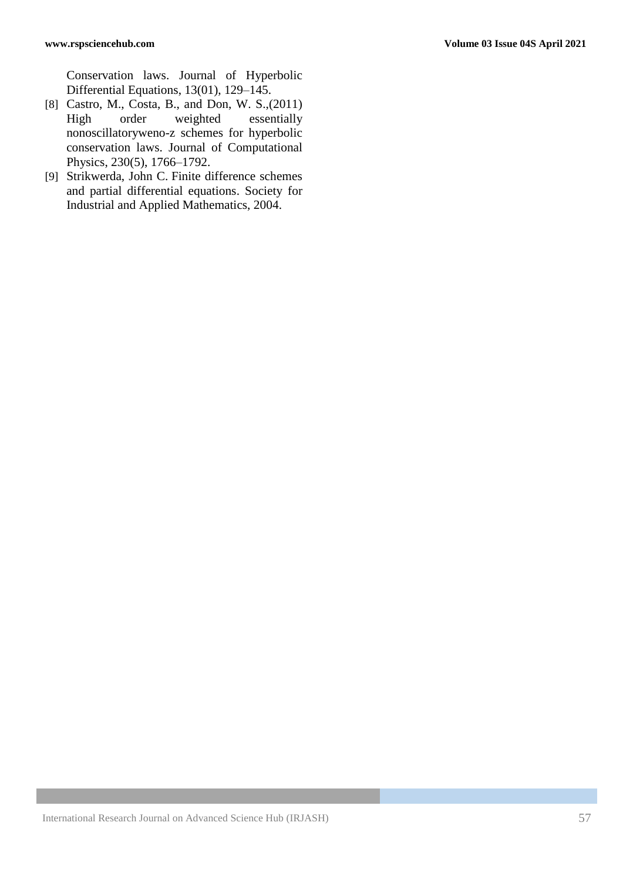Conservation laws. Journal of Hyperbolic Differential Equations, 13(01), 129–145.

[8] Castro, M., Costa, B., and Don, W. S.,(2011) High order weighted essentially nonoscillatoryweno-z schemes for hyperbolic conservation laws. Journal of Computational Physics, 230(5), 1766–1792.

[9] Strikwerda, John C. Finite difference schemes and partial differential equations. Society for Industrial and Applied Mathematics, 2004.